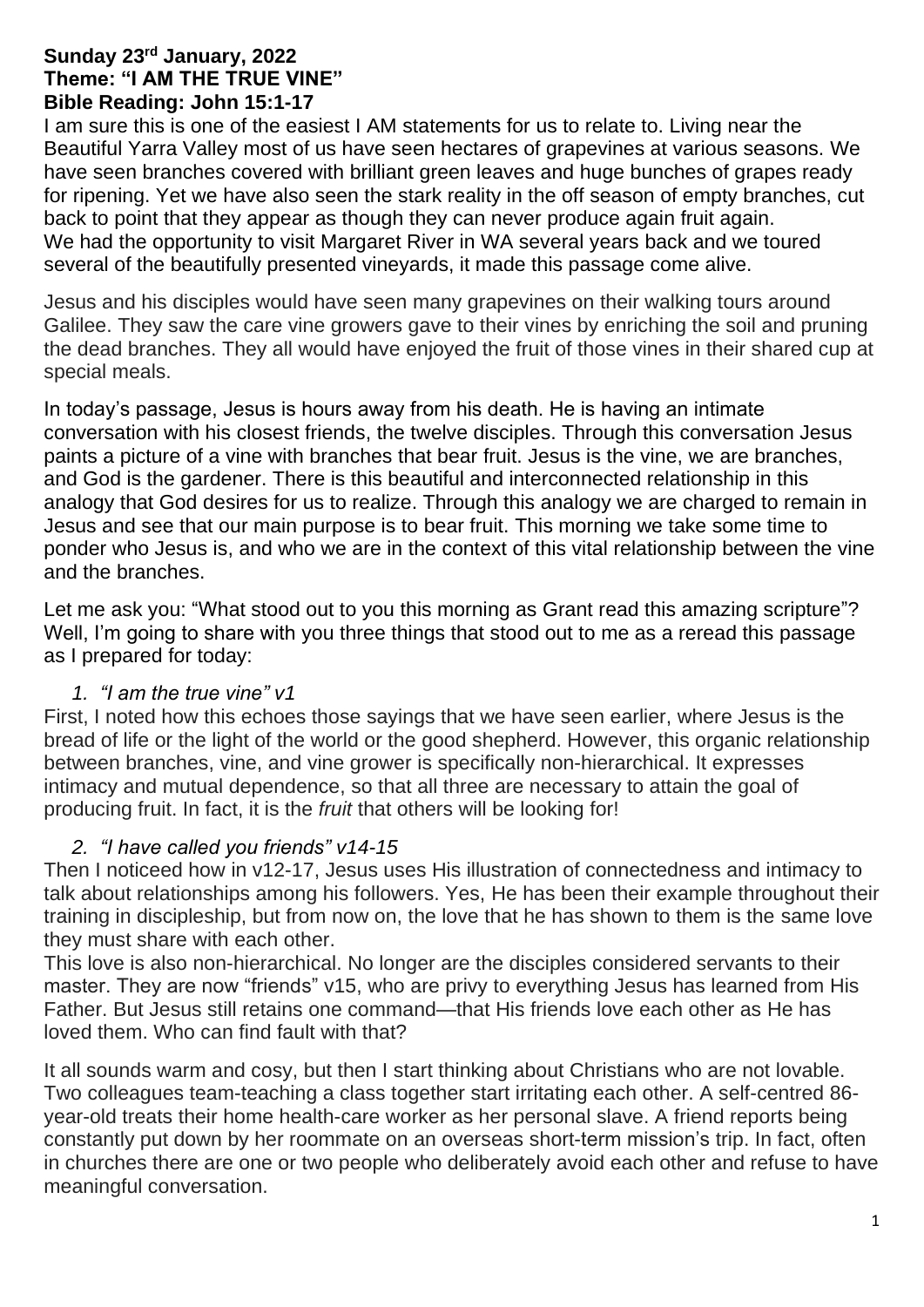**Sunday 23rd January, 2022**
**Theme: "I AM THE TRUE VINE"**
**Bible Reading: John 15:1-17**

I am sure this is one of the easiest I AM statements for us to relate to. Living near the Beautiful Yarra Valley most of us have seen hectares of grapevines at various seasons. We have seen branches covered with brilliant green leaves and huge bunches of grapes ready for ripening. Yet we have also seen the stark reality in the off season of empty branches, cut back to point that they appear as though they can never produce again fruit again. We had the opportunity to visit Margaret River in WA several years back and we toured several of the beautifully presented vineyards, it made this passage come alive.

Jesus and his disciples would have seen many grapevines on their walking tours around Galilee. They saw the care vine growers gave to their vines by enriching the soil and pruning the dead branches. They all would have enjoyed the fruit of those vines in their shared cup at special meals.

In today's passage, Jesus is hours away from his death. He is having an intimate conversation with his closest friends, the twelve disciples. Through this conversation Jesus paints a picture of a vine with branches that bear fruit. Jesus is the vine, we are branches, and God is the gardener. There is this beautiful and interconnected relationship in this analogy that God desires for us to realize. Through this analogy we are charged to remain in Jesus and see that our main purpose is to bear fruit. This morning we take some time to ponder who Jesus is, and who we are in the context of this vital relationship between the vine and the branches.

Let me ask you: "What stood out to you this morning as Grant read this amazing scripture"? Well, I'm going to share with you three things that stood out to me as a reread this passage as I prepared for today:

1. *"I am the true vine" v1*

First, I noted how this echoes those sayings that we have seen earlier, where Jesus is the bread of life or the light of the world or the good shepherd. However, this organic relationship between branches, vine, and vine grower is specifically non-hierarchical. It expresses intimacy and mutual dependence, so that all three are necessary to attain the goal of producing fruit. In fact, it is the *fruit* that others will be looking for!

2. *"I have called you friends" v14-15*

Then I noticeed how in v12-17, Jesus uses His illustration of connectedness and intimacy to talk about relationships among his followers. Yes, He has been their example throughout their training in discipleship, but from now on, the love that he has shown to them is the same love they must share with each other.

This love is also non-hierarchical. No longer are the disciples considered servants to their master. They are now "friends" v15, who are privy to everything Jesus has learned from His Father. But Jesus still retains one command—that His friends love each other as He has loved them. Who can find fault with that?

It all sounds warm and cosy, but then I start thinking about Christians who are not lovable. Two colleagues team-teaching a class together start irritating each other. A self-centred 86-year-old treats their home health-care worker as her personal slave. A friend reports being constantly put down by her roommate on an overseas short-term mission's trip. In fact, often in churches there are one or two people who deliberately avoid each other and refuse to have meaningful conversation.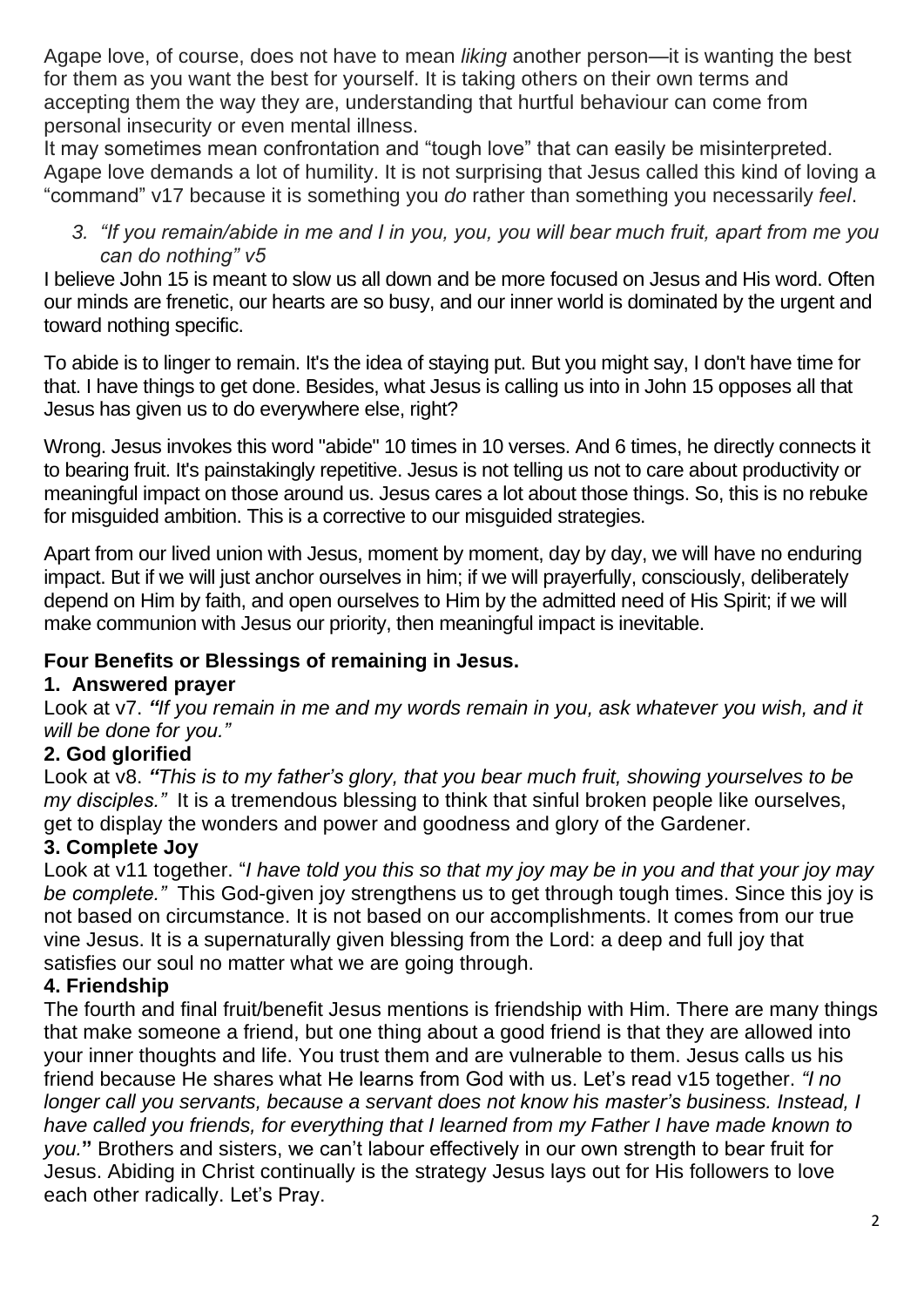Agape love, of course, does not have to mean *liking* another person—it is wanting the best for them as you want the best for yourself. It is taking others on their own terms and accepting them the way they are, understanding that hurtful behaviour can come from personal insecurity or even mental illness.
It may sometimes mean confrontation and "tough love" that can easily be misinterpreted. Agape love demands a lot of humility. It is not surprising that Jesus called this kind of loving a "command" v17 because it is something you *do* rather than something you necessarily *feel*.

3. *"If you remain/abide in me and I in you, you, you will bear much fruit, apart from me you can do nothing" v5*

I believe John 15 is meant to slow us all down and be more focused on Jesus and His word. Often our minds are frenetic, our hearts are so busy, and our inner world is dominated by the urgent and toward nothing specific.

To abide is to linger to remain. It's the idea of staying put. But you might say, I don't have time for that. I have things to get done. Besides, what Jesus is calling us into in John 15 opposes all that Jesus has given us to do everywhere else, right?

Wrong. Jesus invokes this word "abide" 10 times in 10 verses. And 6 times, he directly connects it to bearing fruit. It's painstakingly repetitive. Jesus is not telling us not to care about productivity or meaningful impact on those around us. Jesus cares a lot about those things. So, this is no rebuke for misguided ambition. This is a corrective to our misguided strategies.

Apart from our lived union with Jesus, moment by moment, day by day, we will have no enduring impact. But if we will just anchor ourselves in him; if we will prayerfully, consciously, deliberately depend on Him by faith, and open ourselves to Him by the admitted need of His Spirit; if we will make communion with Jesus our priority, then meaningful impact is inevitable.

**Four Benefits or Blessings of remaining in Jesus.**

**1. Answered prayer**

Look at v7. ***"****If you remain in me and my words remain in you, ask whatever you wish, and it will be done for you."*

**2. God glorified**

Look at v8. ***"****This is to my father's glory, that you bear much fruit, showing yourselves to be my disciples."* It is a tremendous blessing to think that sinful broken people like ourselves, get to display the wonders and power and goodness and glory of the Gardener.

**3. Complete Joy**

Look at v11 together. "*I have told you this so that my joy may be in you and that your joy may be complete."* This God-given joy strengthens us to get through tough times. Since this joy is not based on circumstance. It is not based on our accomplishments. It comes from our true vine Jesus. It is a supernaturally given blessing from the Lord: a deep and full joy that satisfies our soul no matter what we are going through.

**4. Friendship**

The fourth and final fruit/benefit Jesus mentions is friendship with Him. There are many things that make someone a friend, but one thing about a good friend is that they are allowed into your inner thoughts and life. You trust them and are vulnerable to them. Jesus calls us his friend because He shares what He learns from God with us. Let's read v15 together. *"I no longer call you servants, because a servant does not know his master's business. Instead, I have called you friends, for everything that I learned from my Father I have made known to you.***"** Brothers and sisters, we can't labour effectively in our own strength to bear fruit for Jesus. Abiding in Christ continually is the strategy Jesus lays out for His followers to love each other radically. Let's Pray.